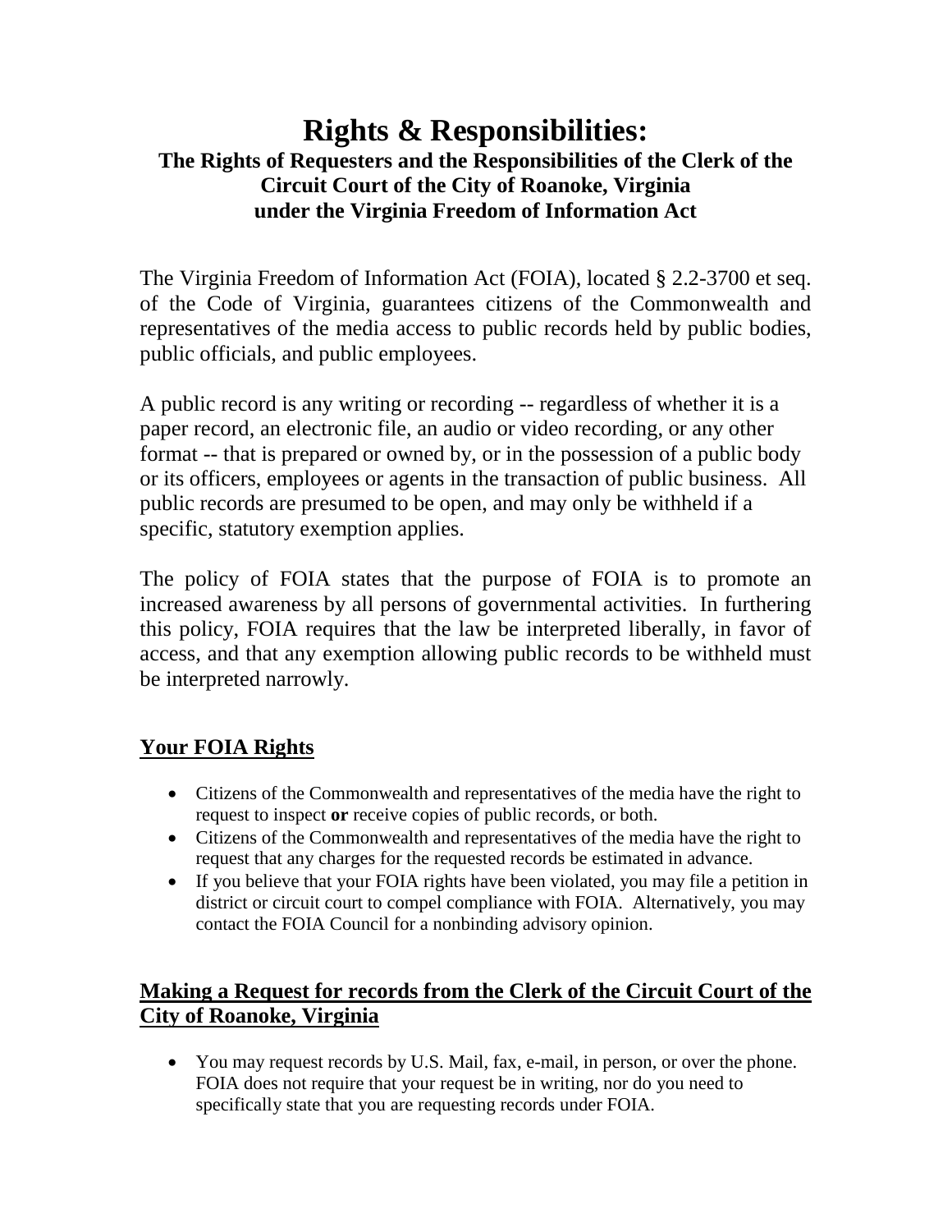# Rights & Responsibilities:

### The Rights of Requesters and the Responsibilities of the Clerk of the Circuit Court of the City of Roanoke, Virginia under the Virginia Freedom of Information Act

The Virginia Freedom of Information Act (FOIA), located § 2.2-3700 et seq. of the Code of Virginia, guarantees citizens of the Commonwealth and representatives of the media access to public records held by public bodies, public officials, and public employees.

A public record is any writing or recording -- regardless of whether it is a paper record, an electronic file, an audio or video recording, or any other format -- that is prepared or owned by, or in the possession of a public body or its officers, employees or agents in the transaction of public business. All public records are presumed to be open, and may only be withheld if a specific, statutory exemption applies.

The policy of FOIA states that the purpose of FOIA is to promote an increased awareness by all persons of governmental activities. In furthering this policy, FOIA requires that the law be interpreted liberally, in favor of access, and that any exemption allowing public records to be withheld must be interpreted narrowly.

## Your FOIA Rights

- Citizens of the Commonwealth and representatives of the media have the right to request to inspect **or** receive copies of public records, or both.
- Citizens of the Commonwealth and representatives of the media have the right to request that any charges for the requested records be estimated in advance.
- If you believe that your FOIA rights have been violated, you may file a petition in district or circuit court to compel compliance with FOIA. Alternatively, you may contact the FOIA Council for a nonbinding advisory opinion.

## Making a Request for records from the Clerk of the Circuit Court of the City of Roanoke, Virginia

- You may request records by U.S. Mail, fax, e-mail, in person, or over the phone. FOIA does not require that your request be in writing, nor do you need to specifically state that you are requesting records under FOIA.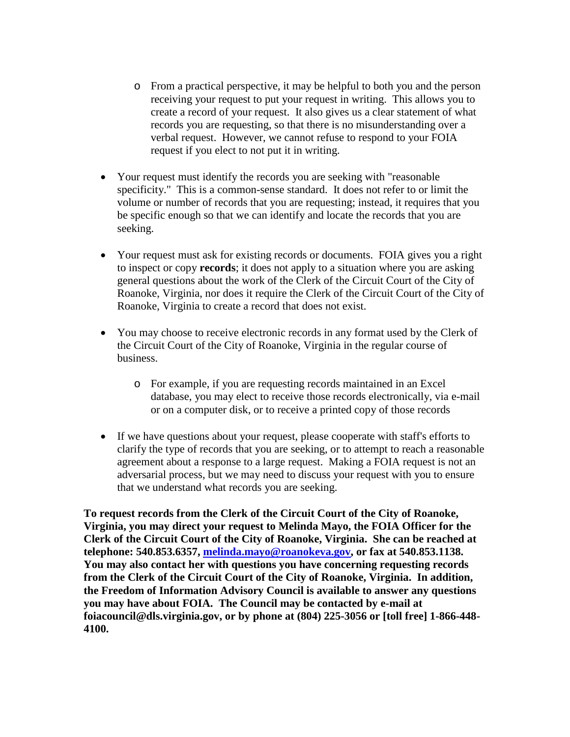- From a practical perspective, it may be helpful to both you and the person receiving your request to put your request in writing. This allows you to create a record of your request. It also gives us a clear statement of what records you are requesting, so that there is no misunderstanding over a verbal request. However, we cannot refuse to respond to your FOIA request if you elect to not put it in writing.

- Your request must identify the records you are seeking with "reasonable specificity." This is a common-sense standard. It does not refer to or limit the volume or number of records that you are requesting; instead, it requires that you be specific enough so that we can identify and locate the records that you are seeking.

- Your request must ask for existing records or documents. FOIA gives you a right to inspect or copy **records**; it does not apply to a situation where you are asking general questions about the work of the Clerk of the Circuit Court of the City of Roanoke, Virginia, nor does it require the Clerk of the Circuit Court of the City of Roanoke, Virginia to create a record that does not exist.

- You may choose to receive electronic records in any format used by the Clerk of the Circuit Court of the City of Roanoke, Virginia in the regular course of business.
    - For example, if you are requesting records maintained in an Excel database, you may elect to receive those records electronically, via e-mail or on a computer disk, or to receive a printed copy of those records

- If we have questions about your request, please cooperate with staff's efforts to clarify the type of records that you are seeking, or to attempt to reach a reasonable agreement about a response to a large request. Making a FOIA request is not an adversarial process, but we may need to discuss your request with you to ensure that we understand what records you are seeking.

**To request records from the Clerk of the Circuit Court of the City of Roanoke, Virginia, you may direct your request to Melinda Mayo, the FOIA Officer for the Clerk of the Circuit Court of the City of Roanoke, Virginia. She can be reached at telephone: 540.853.6357, [melinda.mayo@roanokeva.gov](mailto:melinda.mayo@roanokeva.gov), or fax at 540.853.1138. You may also contact her with questions you have concerning requesting records from the Clerk of the Circuit Court of the City of Roanoke, Virginia. In addition, the Freedom of Information Advisory Council is available to answer any questions you may have about FOIA. The Council may be contacted by e-mail at foiacouncil@dls.virginia.gov, or by phone at (804) 225-3056 or [toll free] 1-866-448-4100.**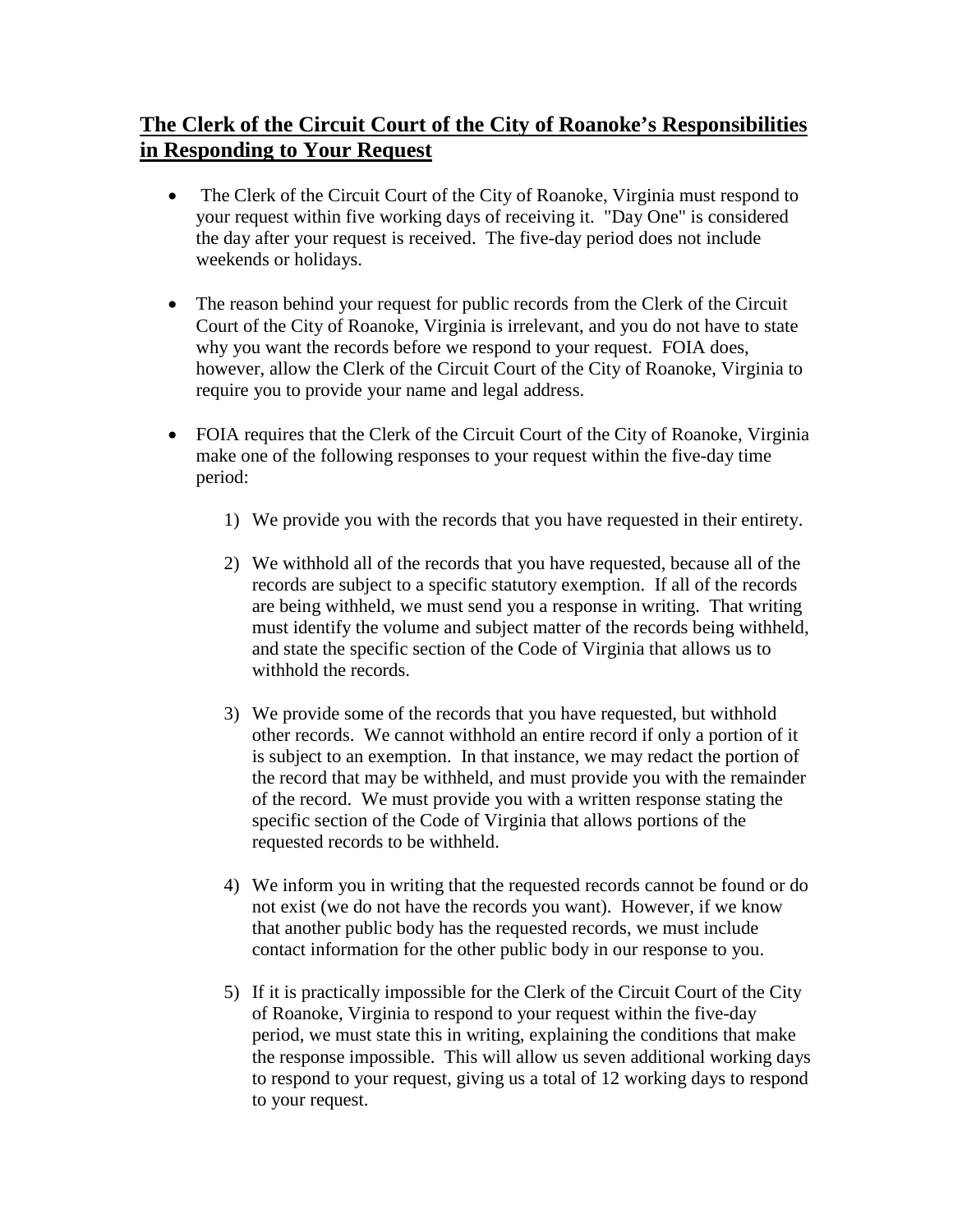## **The Clerk of the Circuit Court of the City of Roanoke's Responsibilities in Responding to Your Request**

- The Clerk of the Circuit Court of the City of Roanoke, Virginia must respond to your request within five working days of receiving it. "Day One" is considered the day after your request is received. The five-day period does not include weekends or holidays.

- The reason behind your request for public records from the Clerk of the Circuit Court of the City of Roanoke, Virginia is irrelevant, and you do not have to state why you want the records before we respond to your request. FOIA does, however, allow the Clerk of the Circuit Court of the City of Roanoke, Virginia to require you to provide your name and legal address.

- FOIA requires that the Clerk of the Circuit Court of the City of Roanoke, Virginia make one of the following responses to your request within the five-day time period:

  1) We provide you with the records that you have requested in their entirety.

  2) We withhold all of the records that you have requested, because all of the records are subject to a specific statutory exemption. If all of the records are being withheld, we must send you a response in writing. That writing must identify the volume and subject matter of the records being withheld, and state the specific section of the Code of Virginia that allows us to withhold the records.

  3) We provide some of the records that you have requested, but withhold other records. We cannot withhold an entire record if only a portion of it is subject to an exemption. In that instance, we may redact the portion of the record that may be withheld, and must provide you with the remainder of the record. We must provide you with a written response stating the specific section of the Code of Virginia that allows portions of the requested records to be withheld.

  4) We inform you in writing that the requested records cannot be found or do not exist (we do not have the records you want). However, if we know that another public body has the requested records, we must include contact information for the other public body in our response to you.

  5) If it is practically impossible for the Clerk of the Circuit Court of the City of Roanoke, Virginia to respond to your request within the five-day period, we must state this in writing, explaining the conditions that make the response impossible. This will allow us seven additional working days to respond to your request, giving us a total of 12 working days to respond to your request.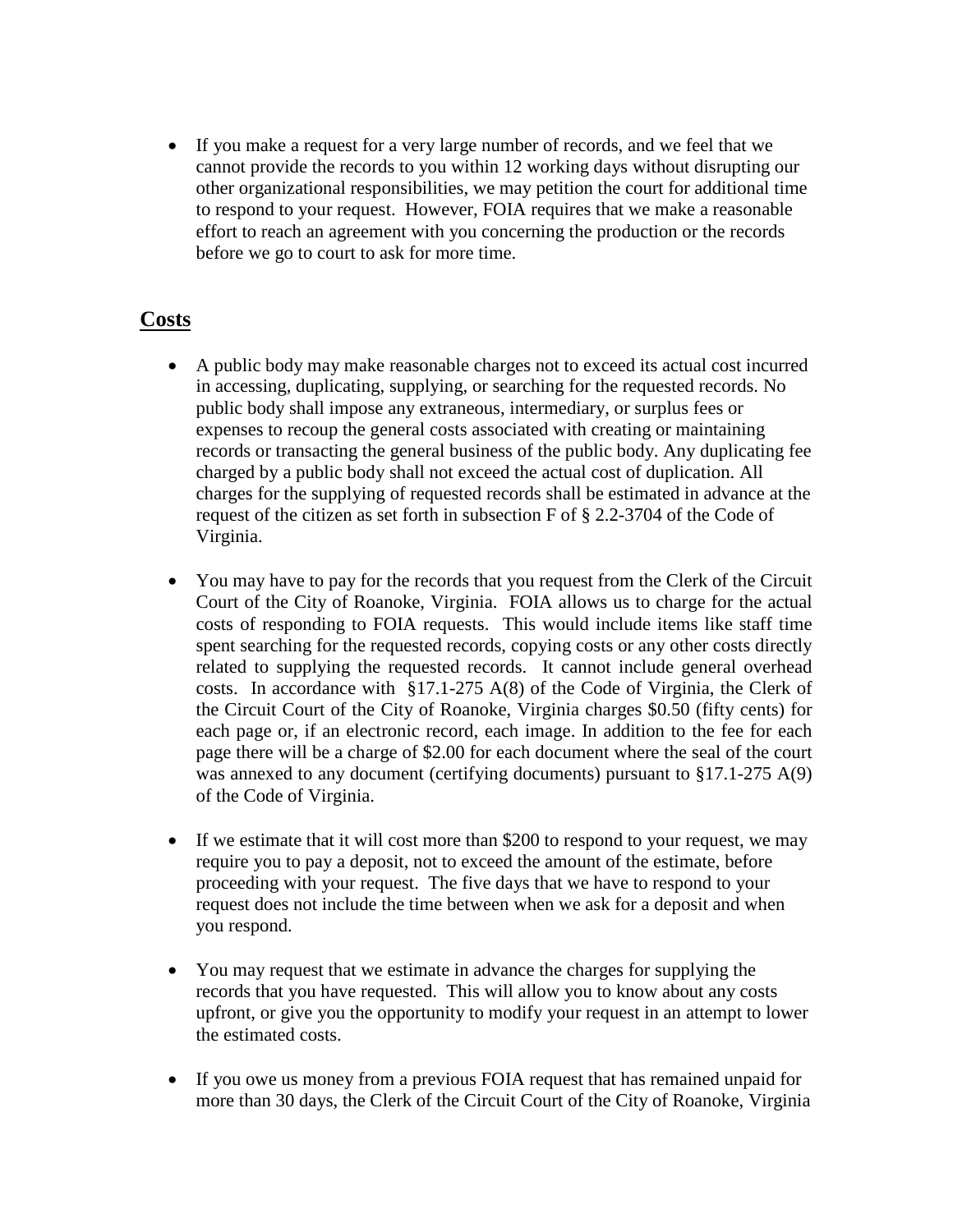- If you make a request for a very large number of records, and we feel that we cannot provide the records to you within 12 working days without disrupting our other organizational responsibilities, we may petition the court for additional time to respond to your request. However, FOIA requires that we make a reasonable effort to reach an agreement with you concerning the production or the records before we go to court to ask for more time.

## Costs

- A public body may make reasonable charges not to exceed its actual cost incurred in accessing, duplicating, supplying, or searching for the requested records. No public body shall impose any extraneous, intermediary, or surplus fees or expenses to recoup the general costs associated with creating or maintaining records or transacting the general business of the public body. Any duplicating fee charged by a public body shall not exceed the actual cost of duplication. All charges for the supplying of requested records shall be estimated in advance at the request of the citizen as set forth in subsection F of § 2.2-3704 of the Code of Virginia.

- You may have to pay for the records that you request from the Clerk of the Circuit Court of the City of Roanoke, Virginia. FOIA allows us to charge for the actual costs of responding to FOIA requests. This would include items like staff time spent searching for the requested records, copying costs or any other costs directly related to supplying the requested records. It cannot include general overhead costs. In accordance with §17.1-275 A(8) of the Code of Virginia, the Clerk of the Circuit Court of the City of Roanoke, Virginia charges $0.50 (fifty cents) for each page or, if an electronic record, each image. In addition to the fee for each page there will be a charge of $2.00 for each document where the seal of the court was annexed to any document (certifying documents) pursuant to §17.1-275 A(9) of the Code of Virginia.

- If we estimate that it will cost more than $200 to respond to your request, we may require you to pay a deposit, not to exceed the amount of the estimate, before proceeding with your request. The five days that we have to respond to your request does not include the time between when we ask for a deposit and when you respond.

- You may request that we estimate in advance the charges for supplying the records that you have requested. This will allow you to know about any costs upfront, or give you the opportunity to modify your request in an attempt to lower the estimated costs.

- If you owe us money from a previous FOIA request that has remained unpaid for more than 30 days, the Clerk of the Circuit Court of the City of Roanoke, Virginia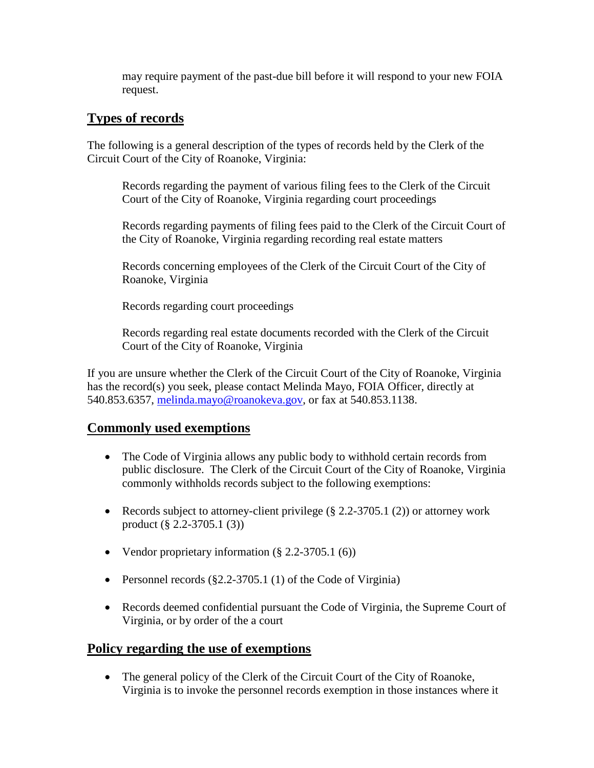may require payment of the past-due bill before it will respond to your new FOIA request.

## Types of records

The following is a general description of the types of records held by the Clerk of the Circuit Court of the City of Roanoke, Virginia:

Records regarding the payment of various filing fees to the Clerk of the Circuit Court of the City of Roanoke, Virginia regarding court proceedings

Records regarding payments of filing fees paid to the Clerk of the Circuit Court of the City of Roanoke, Virginia regarding recording real estate matters

Records concerning employees of the Clerk of the Circuit Court of the City of Roanoke, Virginia

Records regarding court proceedings

Records regarding real estate documents recorded with the Clerk of the Circuit Court of the City of Roanoke, Virginia

If you are unsure whether the Clerk of the Circuit Court of the City of Roanoke, Virginia has the record(s) you seek, please contact Melinda Mayo, FOIA Officer, directly at 540.853.6357, melinda.mayo@roanokeva.gov, or fax at 540.853.1138.

## Commonly used exemptions

- The Code of Virginia allows any public body to withhold certain records from public disclosure. The Clerk of the Circuit Court of the City of Roanoke, Virginia commonly withholds records subject to the following exemptions:
- Records subject to attorney-client privilege (§ 2.2-3705.1 (2)) or attorney work product (§ 2.2-3705.1 (3))
- Vendor proprietary information (§ 2.2-3705.1 (6))
- Personnel records (§2.2-3705.1 (1) of the Code of Virginia)
- Records deemed confidential pursuant the Code of Virginia, the Supreme Court of Virginia, or by order of the a court

## Policy regarding the use of exemptions

- The general policy of the Clerk of the Circuit Court of the City of Roanoke, Virginia is to invoke the personnel records exemption in those instances where it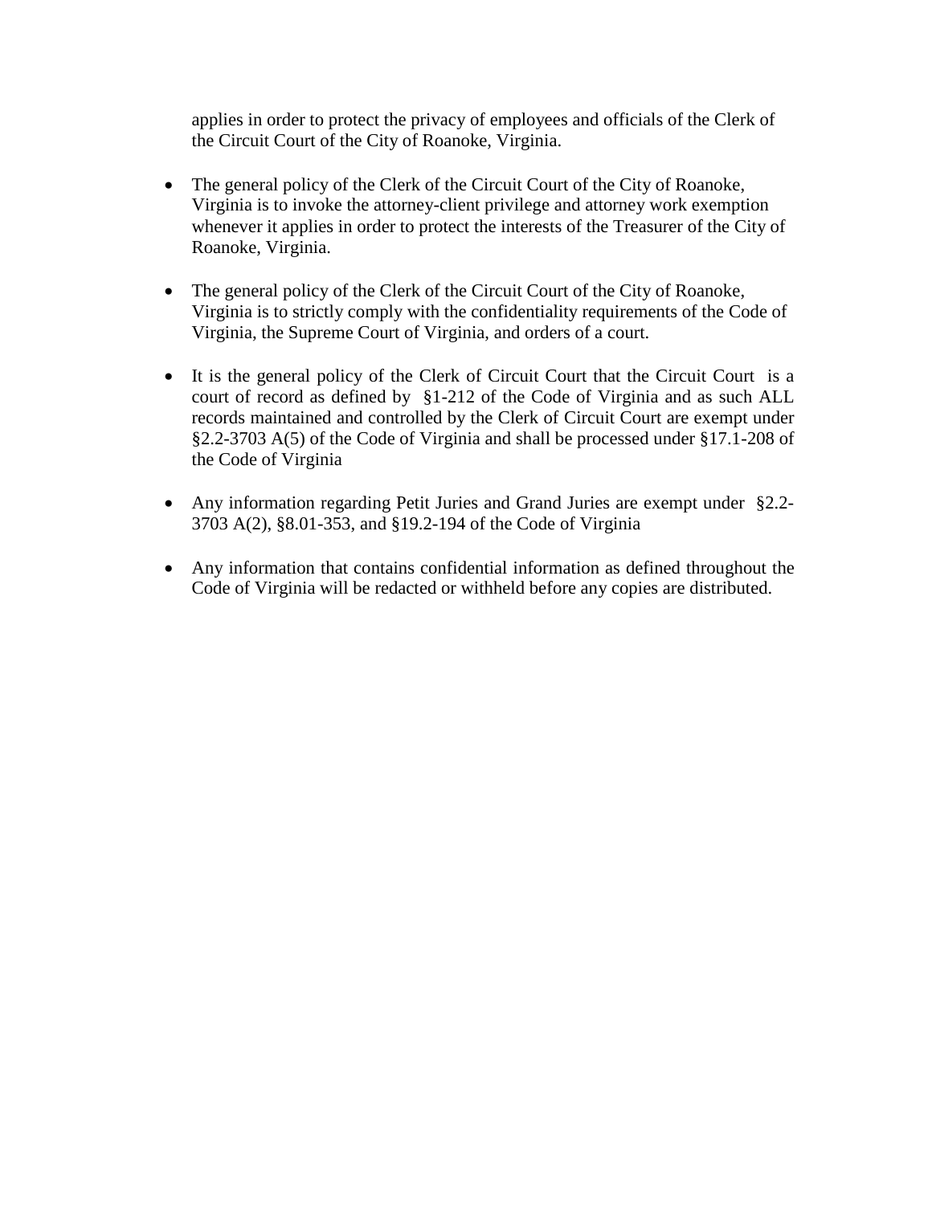applies in order to protect the privacy of employees and officials of the Clerk of the Circuit Court of the City of Roanoke, Virginia.

- The general policy of the Clerk of the Circuit Court of the City of Roanoke, Virginia is to invoke the attorney-client privilege and attorney work exemption whenever it applies in order to protect the interests of the Treasurer of the City of Roanoke, Virginia.

- The general policy of the Clerk of the Circuit Court of the City of Roanoke, Virginia is to strictly comply with the confidentiality requirements of the Code of Virginia, the Supreme Court of Virginia, and orders of a court.

- It is the general policy of the Clerk of Circuit Court that the Circuit Court is a court of record as defined by §1-212 of the Code of Virginia and as such ALL records maintained and controlled by the Clerk of Circuit Court are exempt under §2.2-3703 A(5) of the Code of Virginia and shall be processed under §17.1-208 of the Code of Virginia

- Any information regarding Petit Juries and Grand Juries are exempt under §2.2-3703 A(2), §8.01-353, and §19.2-194 of the Code of Virginia

- Any information that contains confidential information as defined throughout the Code of Virginia will be redacted or withheld before any copies are distributed.